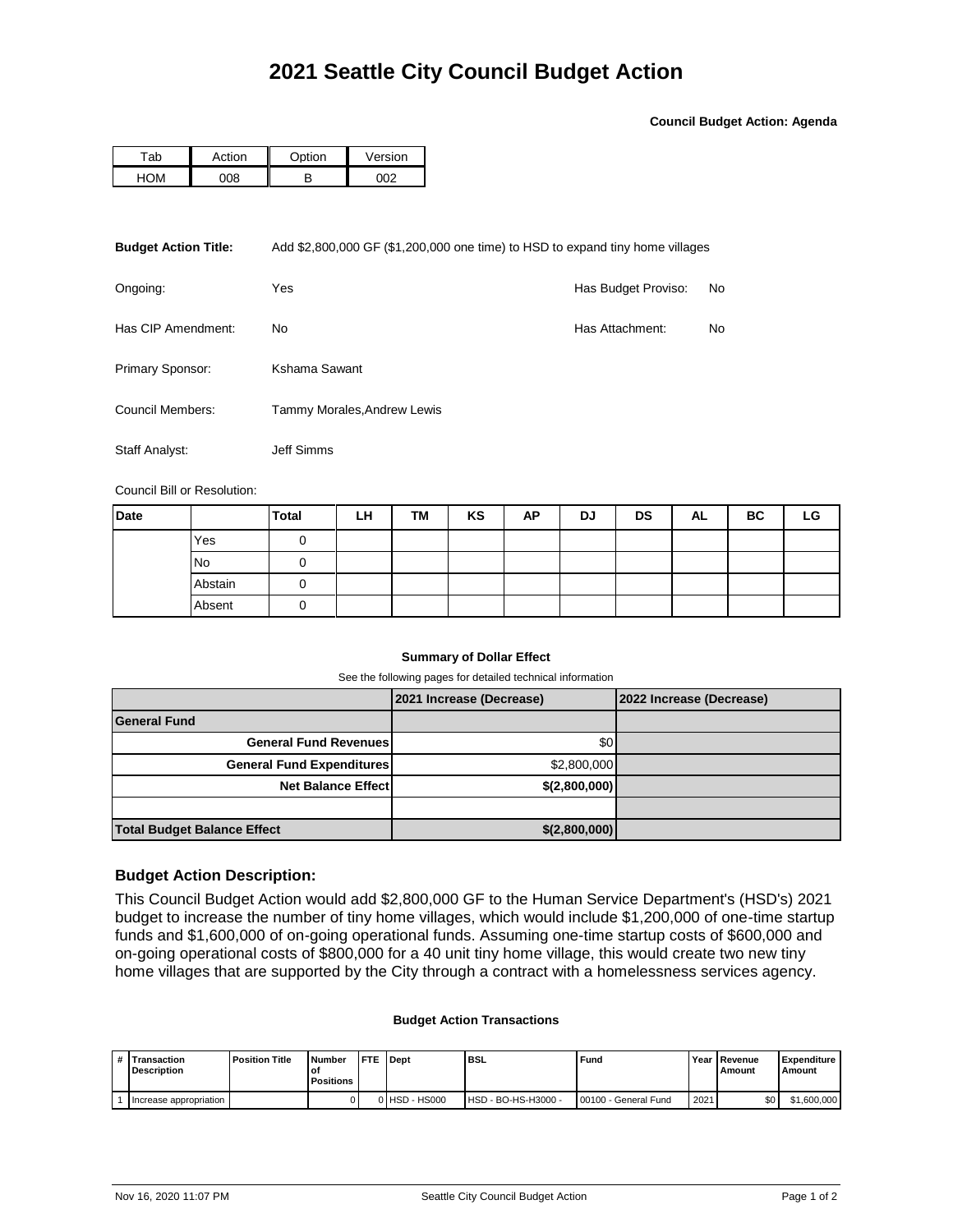# 2021 Seattle City Council Budget Action

**Council Budget Action: Agenda**

| Tab | Action | Option | Version |
|---|---|---|---|
| HOM | 008 | B | 002 |

**Budget Action Title:** Add $2,800,000 GF ($1,200,000 one time) to HSD to expand tiny home villages

Ongoing: Yes

Has Budget Proviso: No

Has CIP Amendment: No

Has Attachment: No

Primary Sponsor: Kshama Sawant

Council Members: Tammy Morales,Andrew Lewis

Staff Analyst: Jeff Simms

Council Bill or Resolution:

| Date | | Total | LH | TM | KS | AP | DJ | DS | AL | BC | LG |
|---|---|---|---|---|---|---|---|---|---|---|---|
| | Yes | 0 | | | | | | | | | |
| | No | 0 | | | | | | | | | |
| | Abstain | 0 | | | | | | | | | |
| | Absent | 0 | | | | | | | | | |

**Summary of Dollar Effect**

See the following pages for detailed technical information

| | 2021 Increase (Decrease) | 2022 Increase (Decrease) |
|---|---|---|
| **General Fund** | | |
| **General Fund Revenues** | $0 | |
| **General Fund Expenditures** | $2,800,000 | |
| **Net Balance Effect** | **$(2,800,000)** | |
| | | |
| **Total Budget Balance Effect** | **$(2,800,000)** | |

### Budget Action Description:

This Council Budget Action would add $2,800,000 GF to the Human Service Department's (HSD's) 2021 budget to increase the number of tiny home villages, which would include $1,200,000 of one-time startup funds and $1,600,000 of on-going operational funds. Assuming one-time startup costs of $600,000 and on-going operational costs of $800,000 for a 40 unit tiny home village, this would create two new tiny home villages that are supported by the City through a contract with a homelessness services agency.

**Budget Action Transactions**

| # | Transaction Description | Position Title | Number of Positions | FTE | Dept | BSL | Fund | Year | Revenue Amount | Expenditure Amount |
|---|---|---|---|---|---|---|---|---|---|---|
| 1 | Increase appropriation | | 0 | 0 | HSD - HS000 | HSD - BO-HS-H3000 - | 00100 - General Fund | 2021 | $0 | $1,600,000 |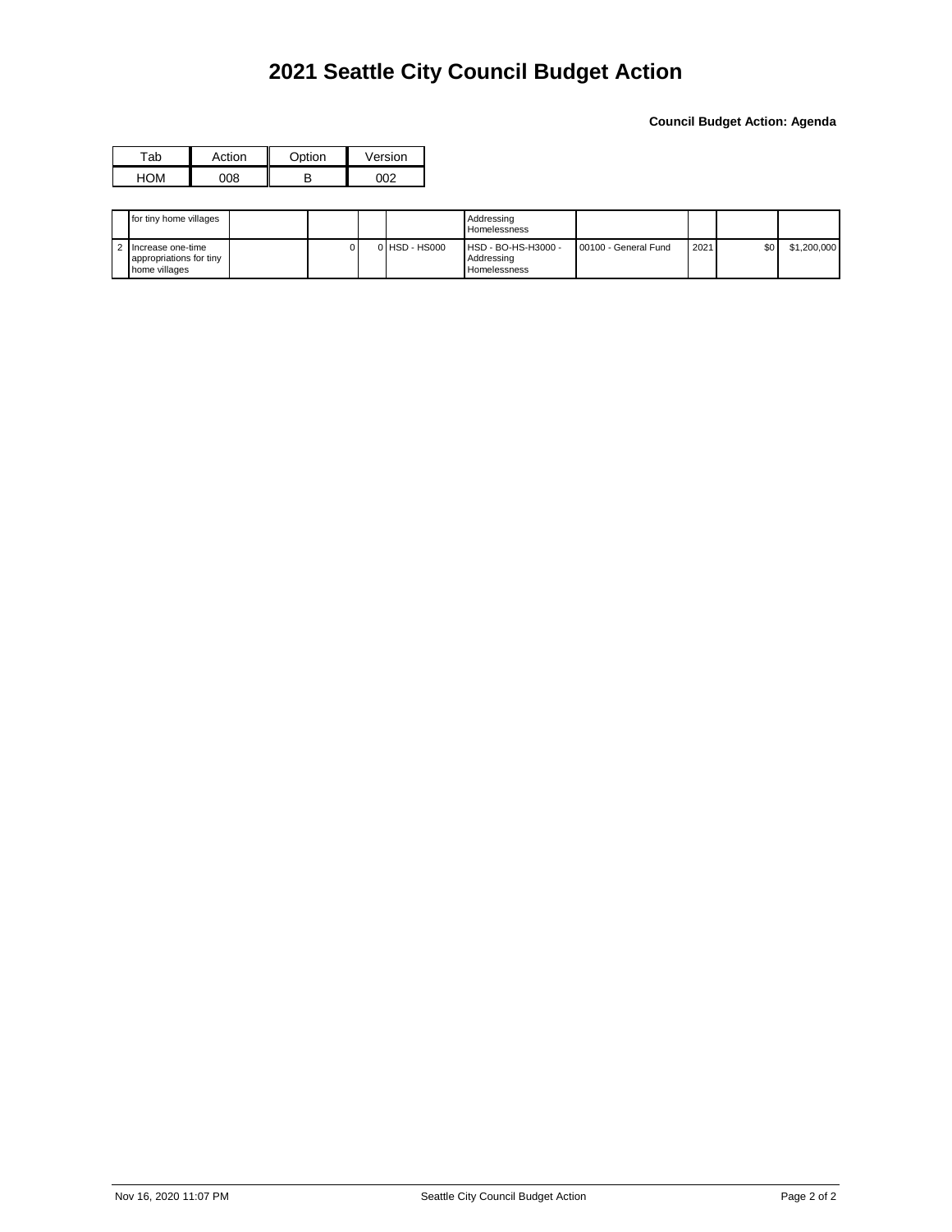# 2021 Seattle City Council Budget Action

**Council Budget Action: Agenda**

| Tab | Action | Option | Version |
|---|---|---|---|
| HOM | 008 | B | 002 |

| | | | | | | | | | | |
|---|---|---|---|---|---|---|---|---|---|---|
| | for tiny home villages | | | | | Addressing Homelessness | | | | |
| 2 | Increase one-time appropriations for tiny home villages | | 0 | 0 | HSD - HS000 | HSD - BO-HS-H3000 - Addressing Homelessness | 00100 - General Fund | 2021 | $0 | $1,200,000 |

Nov 16, 2020 11:07 PM